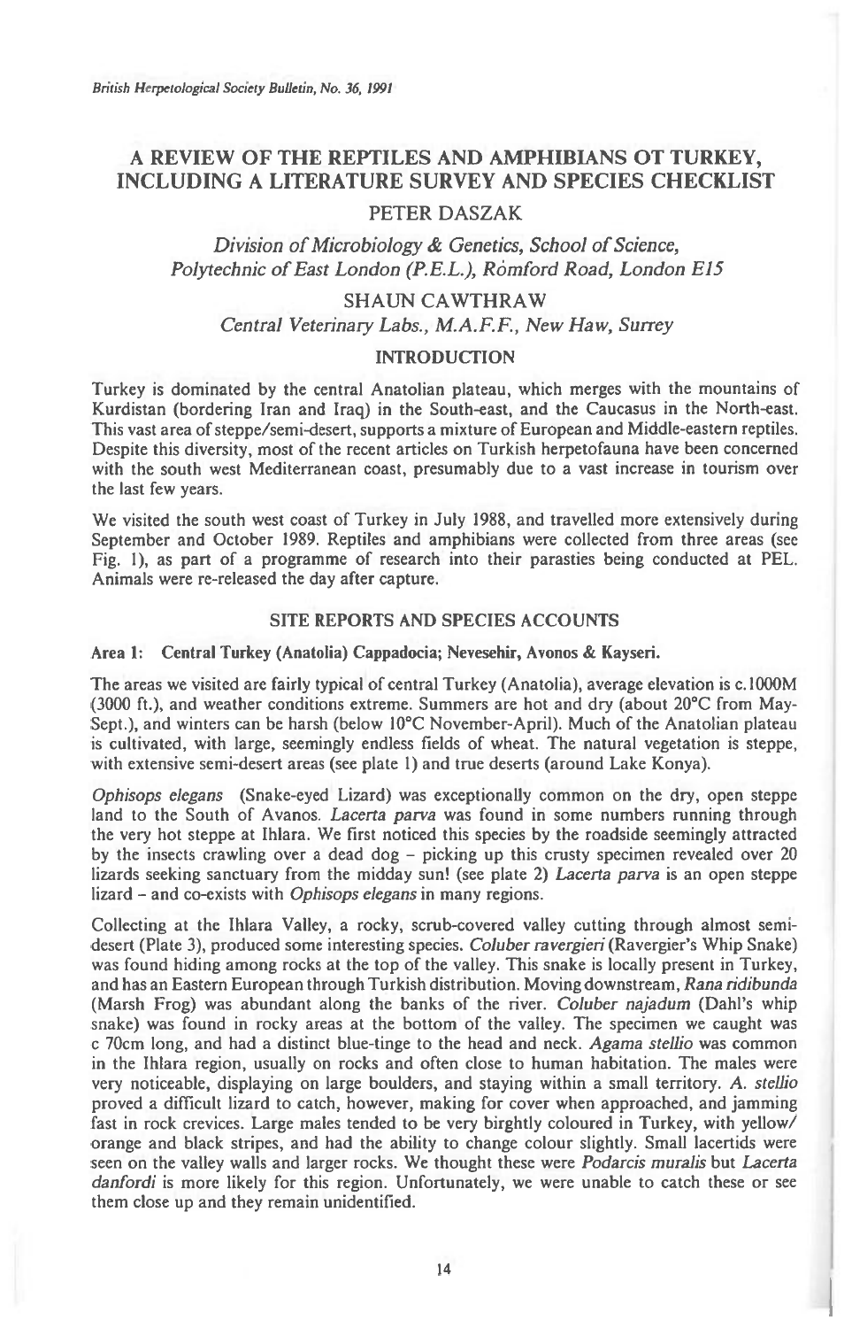# A REVIEW OF THE REPTILES AND AMPHIBIANS OT TURKEY, INCLUDING A LITERATURE SURVEY AND SPECIES CHECKLIST

PETER DASZAK

*Division of Microbiology & Genetics, School of Science, Polytechnic of East London (P.E.L.), Romford Road, London E15*

SHAUN CAWTHRAW

*Central Veterinary Labs., M.A.F.F., New Haw, Surrey*

## INTRODUCTION

Turkey is dominated by the central Anatolian plateau, which merges with the mountains of Kurdistan (bordering Iran and Iraq) in the South-east, and the Caucasus in the North-east. This vast area of steppe/semi-desert, supports a mixture of European and Middle-eastern reptiles. Despite this diversity, most of the recent articles on Turkish herpetofauna have been concerned with the south west Mediterranean coast, presumably due to a vast increase in tourism over the last few years.

We visited the south west coast of Turkey in July 1988, and travelled more extensively during September and October 1989. Reptiles and amphibians were collected from three areas (see Fig. 1), as part of a programme of research into their parasties being conducted at PEL. Animals were re-released the day after capture.

## SITE REPORTS AND SPECIES ACCOUNTS

### Area 1: Central Turkey (Anatolia) Cappadocia; Nevesehir, Avonos & Kayseri.

The areas we visited are fairly typical of central Turkey (Anatolia), average elevation is c.1000M (3000 ft.), and weather conditions extreme. Summers are hot and dry (about 20°C from May-Sept.), and winters can be harsh (below 10°C November-April). Much of the Anatolian plateau is cultivated, with large, seemingly endless fields of wheat. The natural vegetation is steppe, with extensive semi-desert areas (see plate 1) and true deserts (around Lake Konya).

*Ophisops elegans* (Snake-eyed Lizard) was exceptionally common on the dry, open steppe land to the South of Avanos. *Lacerta parva* was found in some numbers running through the very hot steppe at Ihlara. We first noticed this species by the roadside seemingly attracted by the insects crawling over a dead dog – picking up this crusty specimen revealed over 20 lizards seeking sanctuary from the midday sun! (see plate 2) *Lacerta parva* is an open steppe lizard – and co-exists with *Ophisops elegans* in many regions.

Collecting at the Ihlara Valley, a rocky, scrub-covered valley cutting through almost semi-desert (Plate 3), produced some interesting species. *Coluber ravergieri* (Ravergier's Whip Snake) was found hiding among rocks at the top of the valley. This snake is locally present in Turkey, and has an Eastern European through Turkish distribution. Moving downstream, *Rana ridibunda* (Marsh Frog) was abundant along the banks of the river. *Coluber najadum* (Dahl's whip snake) was found in rocky areas at the bottom of the valley. The specimen we caught was c 70cm long, and had a distinct blue-tinge to the head and neck. *Agama stellio* was common in the Ihlara region, usually on rocks and often close to human habitation. The males were very noticeable, displaying on large boulders, and staying within a small territory. *A. stellio* proved a difficult lizard to catch, however, making for cover when approached, and jamming fast in rock crevices. Large males tended to be very birghtly coloured in Turkey, with yellow/orange and black stripes, and had the ability to change colour slightly. Small lacertids were seen on the valley walls and larger rocks. We thought these were *Podarcis muralis* but *Lacerta danfordi* is more likely for this region. Unfortunately, we were unable to catch these or see them close up and they remain unidentified.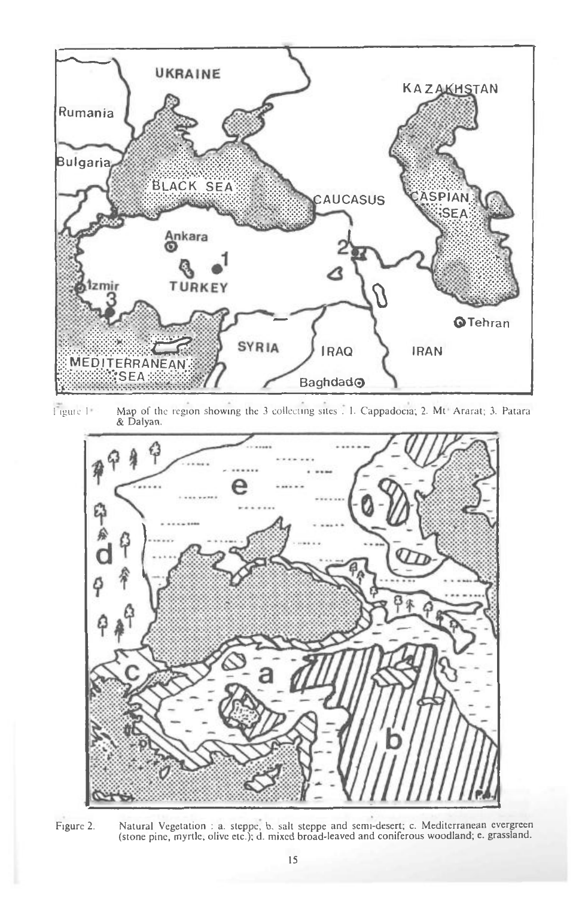Figure 1. Map of the region showing the 3 collecting sites : 1. Cappadocia; 2. Mt Ararat; 3. Patara & Dalyan.

Figure 2. Natural Vegetation : a. steppe, b. salt steppe and semi-desert; c. Mediterranean evergreen (stone pine, myrtle, olive etc.); d. mixed broad-leaved and coniferous woodland; e. grassland.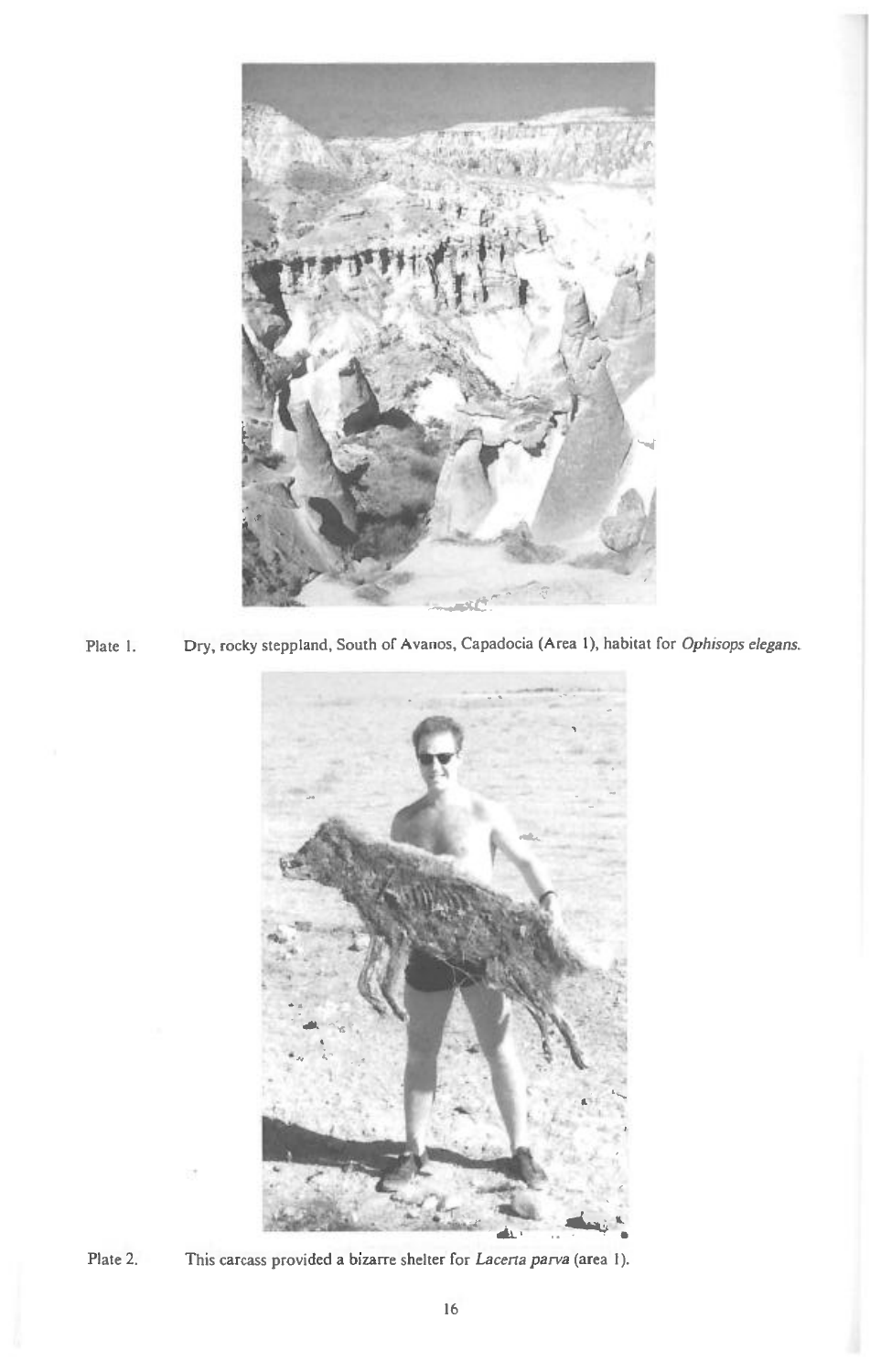Plate 1. Dry, rocky steppland, South of Avanos, Capadocia (Area 1), habitat for *Ophisops elegans*.

Plate 2. This carcass provided a bizarre shelter for *Lacerta parva* (area 1).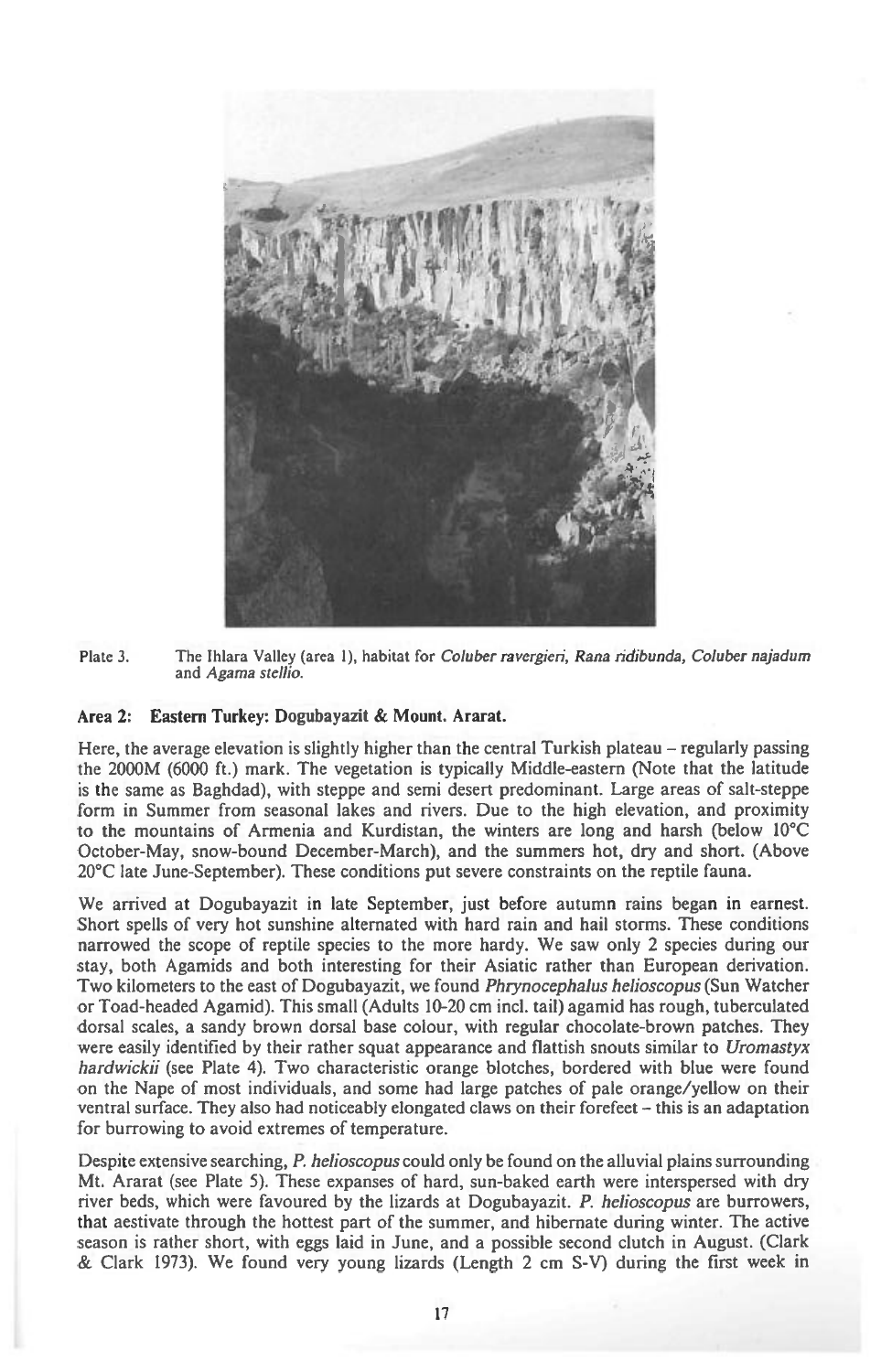Plate 3. The Ihlara Valley (area 1), habitat for *Coluber ravergieri*, *Rana ridibunda*, *Coluber najadum* and *Agama stellio*.

### Area 2: Eastern Turkey: Dogubayazit & Mount. Ararat.

Here, the average elevation is slightly higher than the central Turkish plateau – regularly passing the 2000M (6000 ft.) mark. The vegetation is typically Middle-eastern (Note that the latitude is the same as Baghdad), with steppe and semi desert predominant. Large areas of salt-steppe form in Summer from seasonal lakes and rivers. Due to the high elevation, and proximity to the mountains of Armenia and Kurdistan, the winters are long and harsh (below 10°C October-May, snow-bound December-March), and the summers hot, dry and short. (Above 20°C late June-September). These conditions put severe constraints on the reptile fauna.

We arrived at Dogubayazit in late September, just before autumn rains began in earnest. Short spells of very hot sunshine alternated with hard rain and hail storms. These conditions narrowed the scope of reptile species to the more hardy. We saw only 2 species during our stay, both Agamids and both interesting for their Asiatic rather than European derivation. Two kilometers to the east of Dogubayazit, we found *Phrynocephalus helioscopus* (Sun Watcher or Toad-headed Agamid). This small (Adults 10-20 cm incl. tail) agamid has rough, tuberculated dorsal scales, a sandy brown dorsal base colour, with regular chocolate-brown patches. They were easily identified by their rather squat appearance and flattish snouts similar to *Uromastyx hardwickii* (see Plate 4). Two characteristic orange blotches, bordered with blue were found on the Nape of most individuals, and some had large patches of pale orange/yellow on their ventral surface. They also had noticeably elongated claws on their forefeet – this is an adaptation for burrowing to avoid extremes of temperature.

Despite extensive searching, *P. helioscopus* could only be found on the alluvial plains surrounding Mt. Ararat (see Plate 5). These expanses of hard, sun-baked earth were interspersed with dry river beds, which were favoured by the lizards at Dogubayazit. *P. helioscopus* are burrowers, that aestivate through the hottest part of the summer, and hibernate during winter. The active season is rather short, with eggs laid in June, and a possible second clutch in August. (Clark & Clark 1973). We found very young lizards (Length 2 cm S-V) during the first week in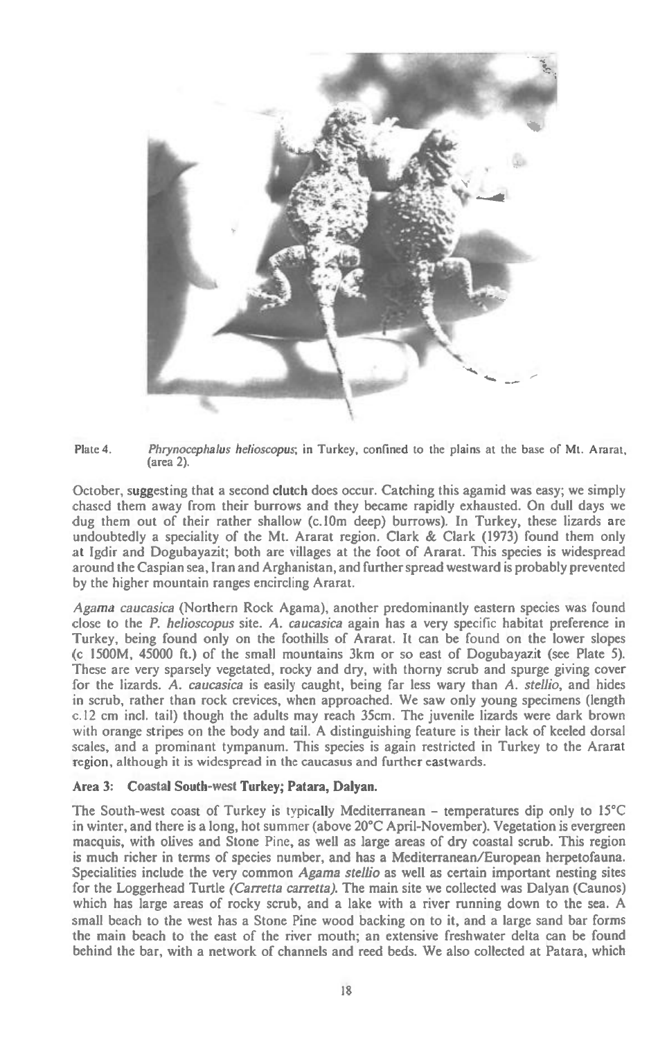Plate 4. *Phrynocephalus helioscopus*; in Turkey, confined to the plains at the base of Mt. Ararat, (area 2).

October, suggesting that a second clutch does occur. Catching this agamid was easy; we simply chased them away from their burrows and they became rapidly exhausted. On dull days we dug them out of their rather shallow (c.10m deep) burrows). In Turkey, these lizards are undoubtedly a speciality of the Mt. Ararat region. Clark & Clark (1973) found them only at Igdir and Dogubayazit; both are villages at the foot of Ararat. This species is widespread around the Caspian sea, Iran and Arghanistan, and further spread westward is probably prevented by the higher mountain ranges encircling Ararat.

*Agama caucasica* (Northern Rock Agama), another predominantly eastern species was found close to the *P. helioscopus* site. *A. caucasica* again has a very specific habitat preference in Turkey, being found only on the foothills of Ararat. It can be found on the lower slopes (c 1500M, 45000 ft.) of the small mountains 3km or so east of Dogubayazit (see Plate 5). These are very sparsely vegetated, rocky and dry, with thorny scrub and spurge giving cover for the lizards. *A. caucasica* is easily caught, being far less wary than *A. stellio*, and hides in scrub, rather than rock crevices, when approached. We saw only young specimens (length c.12 cm incl. tail) though the adults may reach 35cm. The juvenile lizards were dark brown with orange stripes on the body and tail. A distinguishing feature is their lack of keeled dorsal scales, and a prominant tympanum. This species is again restricted in Turkey to the Ararat region, although it is widespread in the caucasus and further eastwards.

### Area 3: Coastal South-west Turkey; Patara, Dalyan.

The South-west coast of Turkey is typically Mediterranean – temperatures dip only to 15°C in winter, and there is a long, hot summer (above 20°C April-November). Vegetation is evergreen macquis, with olives and Stone Pine, as well as large areas of dry coastal scrub. This region is much richer in terms of species number, and has a Mediterranean/European herpetofauna. Specialities include the very common *Agama stellio* as well as certain important nesting sites for the Loggerhead Turtle *(Carretta carretta)*. The main site we collected was Dalyan (Caunos) which has large areas of rocky scrub, and a lake with a river running down to the sea. A small beach to the west has a Stone Pine wood backing on to it, and a large sand bar forms the main beach to the east of the river mouth; an extensive freshwater delta can be found behind the bar, with a network of channels and reed beds. We also collected at Patara, which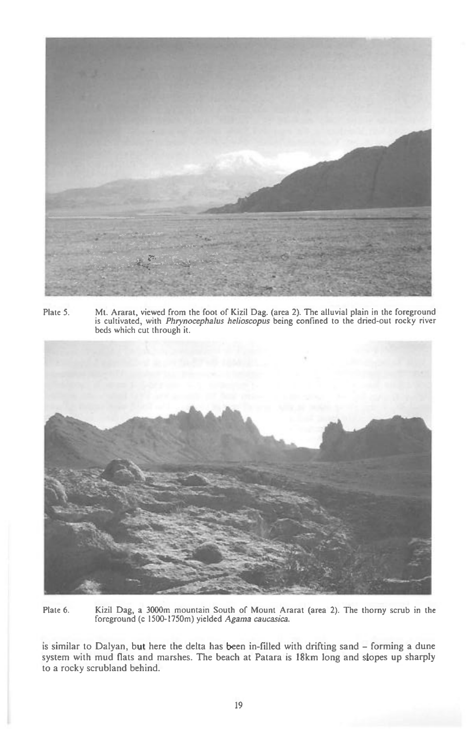Plate 5. Mt. Ararat, viewed from the foot of Kizil Dag. (area 2). The alluvial plain in the foreground is cultivated, with *Phrynocephalus helioscopus* being confined to the dried-out rocky river beds which cut through it.

Plate 6. Kizil Dag, a 3000m mountain South of Mount Ararat (area 2). The thorny scrub in the foreground (c 1500-1750m) yielded *Agama caucasica*.

is similar to Dalyan, but here the delta has been in-filled with drifting sand – forming a dune system with mud flats and marshes. The beach at Patara is 18km long and slopes up sharply to a rocky scrubland behind.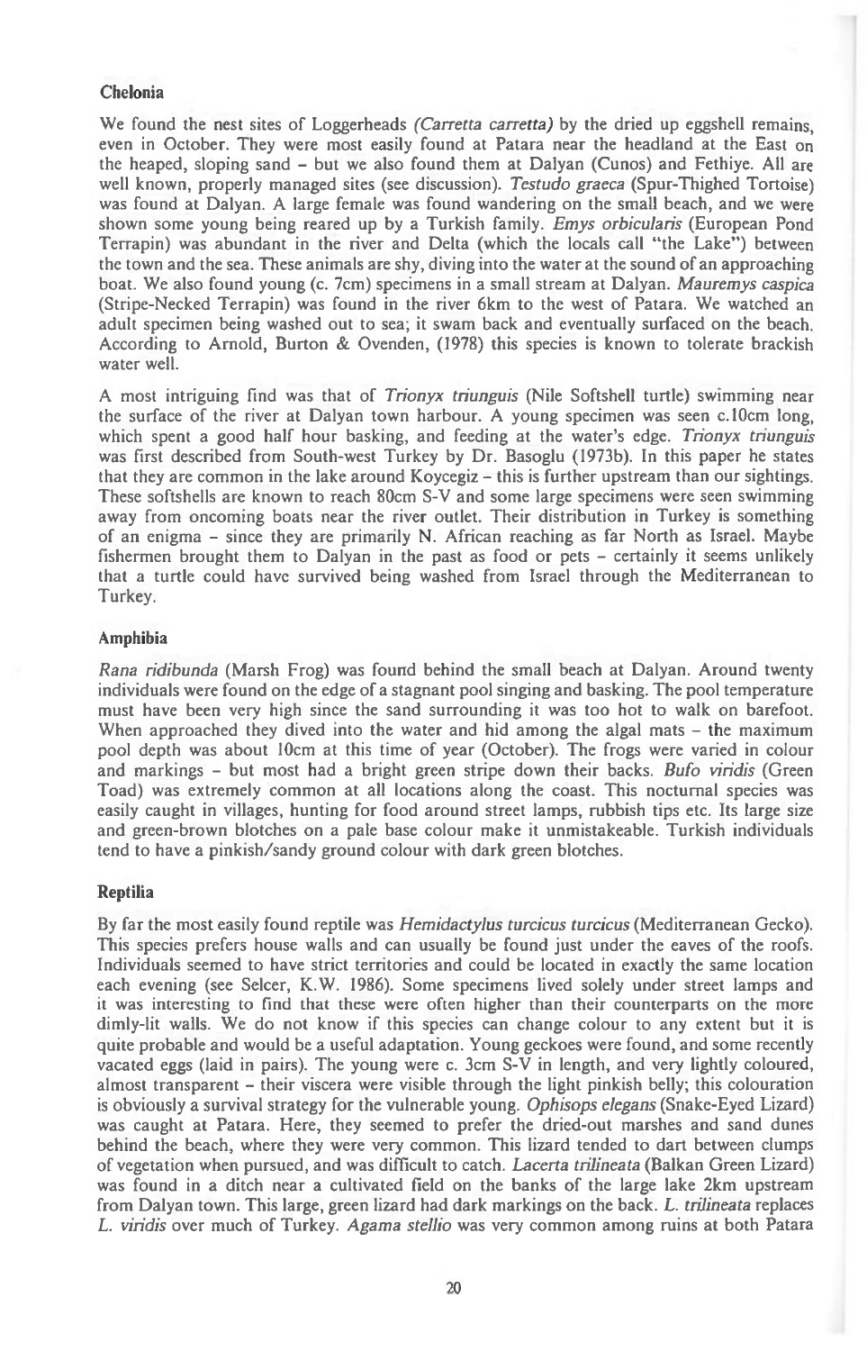### Chelonia

We found the nest sites of Loggerheads *(Carretta carretta)* by the dried up eggshell remains, even in October. They were most easily found at Patara near the headland at the East on the heaped, sloping sand – but we also found them at Dalyan (Cunos) and Fethiye. All are well known, properly managed sites (see discussion). *Testudo graeca* (Spur-Thighed Tortoise) was found at Dalyan. A large female was found wandering on the small beach, and we were shown some young being reared up by a Turkish family. *Emys orbicularis* (European Pond Terrapin) was abundant in the river and Delta (which the locals call "the Lake") between the town and the sea. These animals are shy, diving into the water at the sound of an approaching boat. We also found young (c. 7cm) specimens in a small stream at Dalyan. *Mauremys caspica* (Stripe-Necked Terrapin) was found in the river 6km to the west of Patara. We watched an adult specimen being washed out to sea; it swam back and eventually surfaced on the beach. According to Arnold, Burton & Ovenden, (1978) this species is known to tolerate brackish water well.

A most intriguing find was that of *Trionyx triunguis* (Nile Softshell turtle) swimming near the surface of the river at Dalyan town harbour. A young specimen was seen c.10cm long, which spent a good half hour basking, and feeding at the water's edge. *Trionyx triunguis* was first described from South-west Turkey by Dr. Basoglu (1973b). In this paper he states that they are common in the lake around Koycegiz – this is further upstream than our sightings. These softshells are known to reach 80cm S-V and some large specimens were seen swimming away from oncoming boats near the river outlet. Their distribution in Turkey is something of an enigma – since they are primarily N. African reaching as far North as Israel. Maybe fishermen brought them to Dalyan in the past as food or pets – certainly it seems unlikely that a turtle could have survived being washed from Israel through the Mediterranean to Turkey.

### Amphibia

*Rana ridibunda* (Marsh Frog) was found behind the small beach at Dalyan. Around twenty individuals were found on the edge of a stagnant pool singing and basking. The pool temperature must have been very high since the sand surrounding it was too hot to walk on barefoot. When approached they dived into the water and hid among the algal mats – the maximum pool depth was about 10cm at this time of year (October). The frogs were varied in colour and markings – but most had a bright green stripe down their backs. *Bufo viridis* (Green Toad) was extremely common at all locations along the coast. This nocturnal species was easily caught in villages, hunting for food around street lamps, rubbish tips etc. Its large size and green-brown blotches on a pale base colour make it unmistakeable. Turkish individuals tend to have a pinkish/sandy ground colour with dark green blotches.

### Reptilia

By far the most easily found reptile was *Hemidactylus turcicus turcicus* (Mediterranean Gecko). This species prefers house walls and can usually be found just under the eaves of the roofs. Individuals seemed to have strict territories and could be located in exactly the same location each evening (see Selcer, K.W. 1986). Some specimens lived solely under street lamps and it was interesting to find that these were often higher than their counterparts on the more dimly-lit walls. We do not know if this species can change colour to any extent but it is quite probable and would be a useful adaptation. Young geckoes were found, and some recently vacated eggs (laid in pairs). The young were c. 3cm S-V in length, and very lightly coloured, almost transparent – their viscera were visible through the light pinkish belly; this colouration is obviously a survival strategy for the vulnerable young. *Ophisops elegans* (Snake-Eyed Lizard) was caught at Patara. Here, they seemed to prefer the dried-out marshes and sand dunes behind the beach, where they were very common. This lizard tended to dart between clumps of vegetation when pursued, and was difficult to catch. *Lacerta trilineata* (Balkan Green Lizard) was found in a ditch near a cultivated field on the banks of the large lake 2km upstream from Dalyan town. This large, green lizard had dark markings on the back. *L. trilineata* replaces *L. viridis* over much of Turkey. *Agama stellio* was very common among ruins at both Patara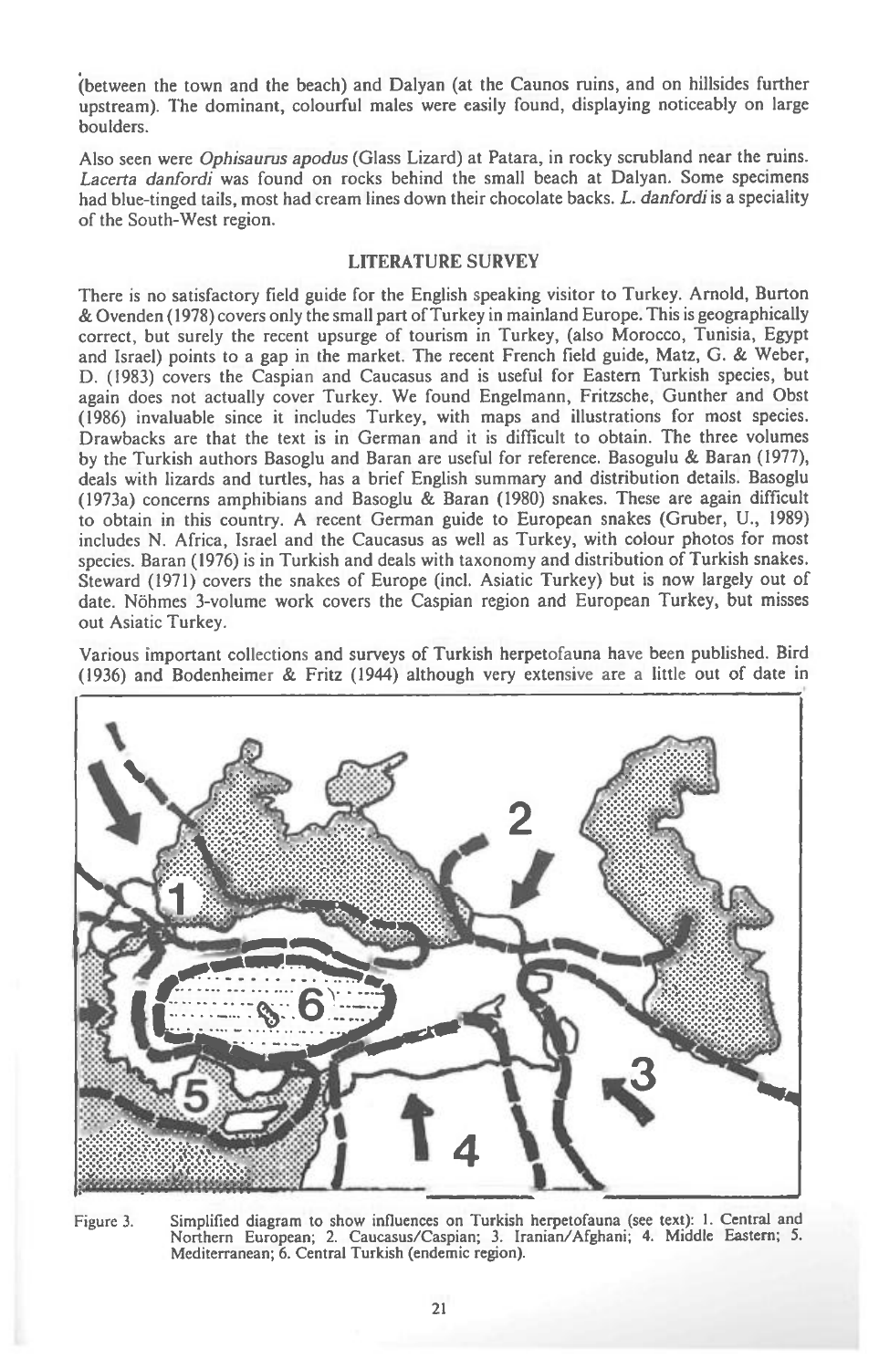(between the town and the beach) and Dalyan (at the Caunos ruins, and on hillsides further upstream). The dominant, colourful males were easily found, displaying noticeably on large boulders.

Also seen were *Ophisaurus apodus* (Glass Lizard) at Patara, in rocky scrubland near the ruins. *Lacerta danfordi* was found on rocks behind the small beach at Dalyan. Some specimens had blue-tinged tails, most had cream lines down their chocolate backs. *L. danfordi* is a speciality of the South-West region.

## LITERATURE SURVEY

There is no satisfactory field guide for the English speaking visitor to Turkey. Arnold, Burton & Ovenden (1978) covers only the small part of Turkey in mainland Europe. This is geographically correct, but surely the recent upsurge of tourism in Turkey, (also Morocco, Tunisia, Egypt and Israel) points to a gap in the market. The recent French field guide, Matz, G. & Weber, D. (1983) covers the Caspian and Caucasus and is useful for Eastern Turkish species, but again does not actually cover Turkey. We found Engelmann, Fritzsche, Gunther and Obst (1986) invaluable since it includes Turkey, with maps and illustrations for most species. Drawbacks are that the text is in German and it is difficult to obtain. The three volumes by the Turkish authors Basoglu and Baran are useful for reference. Basogulu & Baran (1977), deals with lizards and turtles, has a brief English summary and distribution details. Basoglu (1973a) concerns amphibians and Basoglu & Baran (1980) snakes. These are again difficult to obtain in this country. A recent German guide to European snakes (Gruber, U., 1989) includes N. Africa, Israel and the Caucasus as well as Turkey, with colour photos for most species. Baran (1976) is in Turkish and deals with taxonomy and distribution of Turkish snakes. Steward (1971) covers the snakes of Europe (incl. Asiatic Turkey) but is now largely out of date. Nöhmes 3-volume work covers the Caspian region and European Turkey, but misses out Asiatic Turkey.

Various important collections and surveys of Turkish herpetofauna have been published. Bird (1936) and Bodenheimer & Fritz (1944) although very extensive are a little out of date in

Figure 3. Simplified diagram to show influences on Turkish herpetofauna (see text): 1. Central and Northern European; 2. Caucasus/Caspian; 3. Iranian/Afghani; 4. Middle Eastern; 5. Mediterranean; 6. Central Turkish (endemic region).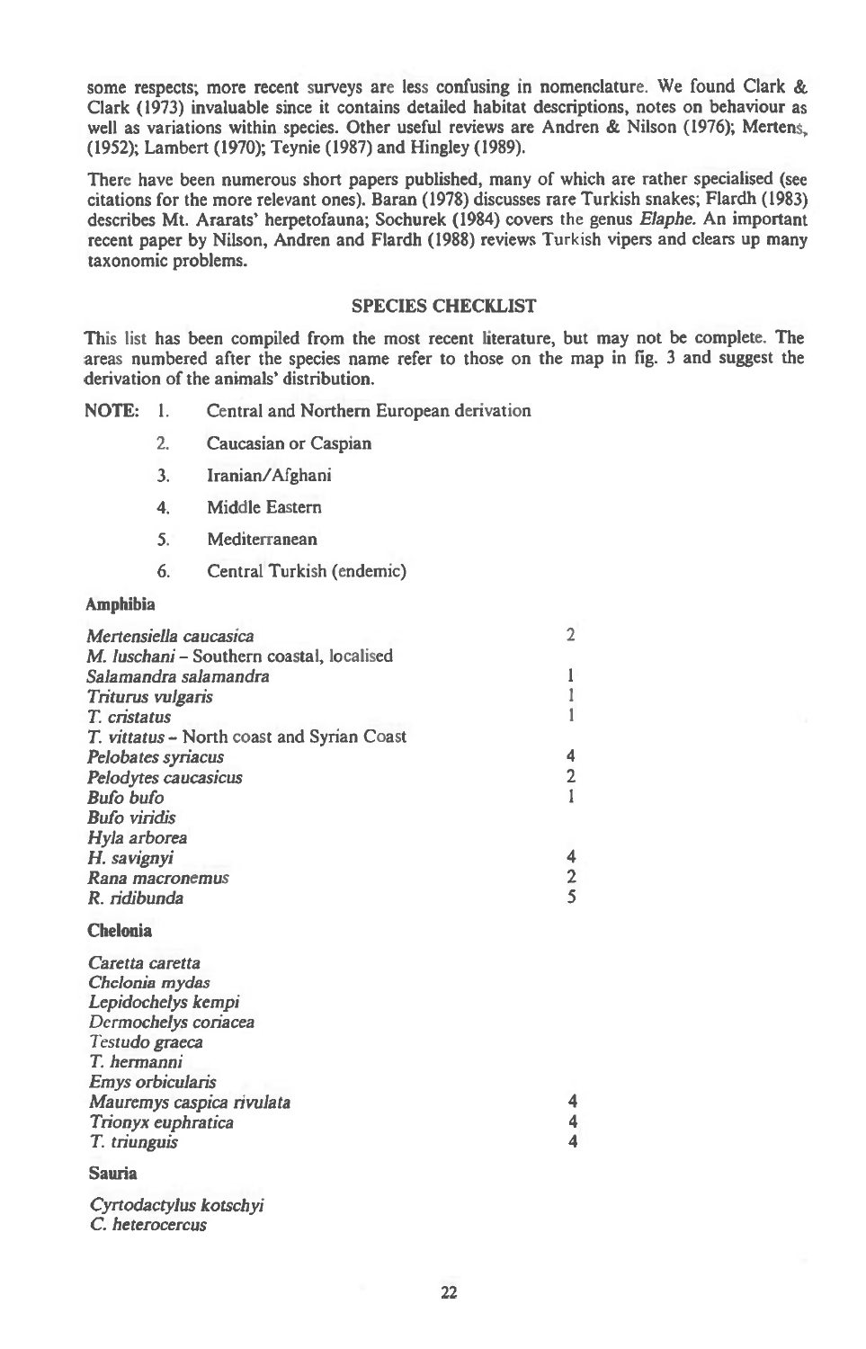some respects; more recent surveys are less confusing in nomenclature. We found Clark & Clark (1973) invaluable since it contains detailed habitat descriptions, notes on behaviour as well as variations within species. Other useful reviews are Andren & Nilson (1976); Mertens, (1952); Lambert (1970); Teynie (1987) and Hingley (1989).

There have been numerous short papers published, many of which are rather specialised (see citations for the more relevant ones). Baran (1978) discusses rare Turkish snakes; Flardh (1983) describes Mt. Ararats' herpetofauna; Sochurek (1984) covers the genus *Elaphe.* An important recent paper by Nilson, Andren and Flardh (1988) reviews Turkish vipers and clears up many taxonomic problems.

## SPECIES CHECKLIST

This list has been compiled from the most recent literature, but may not be complete. The areas numbered after the species name refer to those on the map in fig. 3 and suggest the derivation of the animals' distribution.

**NOTE:**

1. Central and Northern European derivation
2. Caucasian or Caspian
3. Iranian/Afghani
4. Middle Eastern
5. Mediterranean
6. Central Turkish (endemic)

### Amphibia

| | |
|---|---|
| *Mertensiella caucasica* | 2 |
| *M. luschani* – Southern coastal, localised | |
| *Salamandra salamandra* | 1 |
| *Triturus vulgaris* | 1 |
| *T. cristatus* | 1 |
| *T. vittatus* – North coast and Syrian Coast | |
| *Pelobates syriacus* | 4 |
| *Pelodytes caucasicus* | 2 |
| *Bufo bufo* | 1 |
| *Bufo viridis* | |
| *Hyla arborea* | |
| *H. savignyi* | 4 |
| *Rana macronemus* | 2 |
| *R. ridibunda* | 5 |

### Chelonia

| | |
|---|---|
| *Caretta caretta* | |
| *Chelonia mydas* | |
| *Lepidochelys kempi* | |
| *Dermochelys coriacea* | |
| *Testudo graeca* | |
| *T. hermanni* | |
| *Emys orbicularis* | |
| *Mauremys caspica rivulata* | 4 |
| *Trionyx euphratica* | 4 |
| *T. triunguis* | 4 |

### Sauria

| | |
|---|---|
| *Cyrtodactylus kotschyi* | |
| *C. heterocercus* | |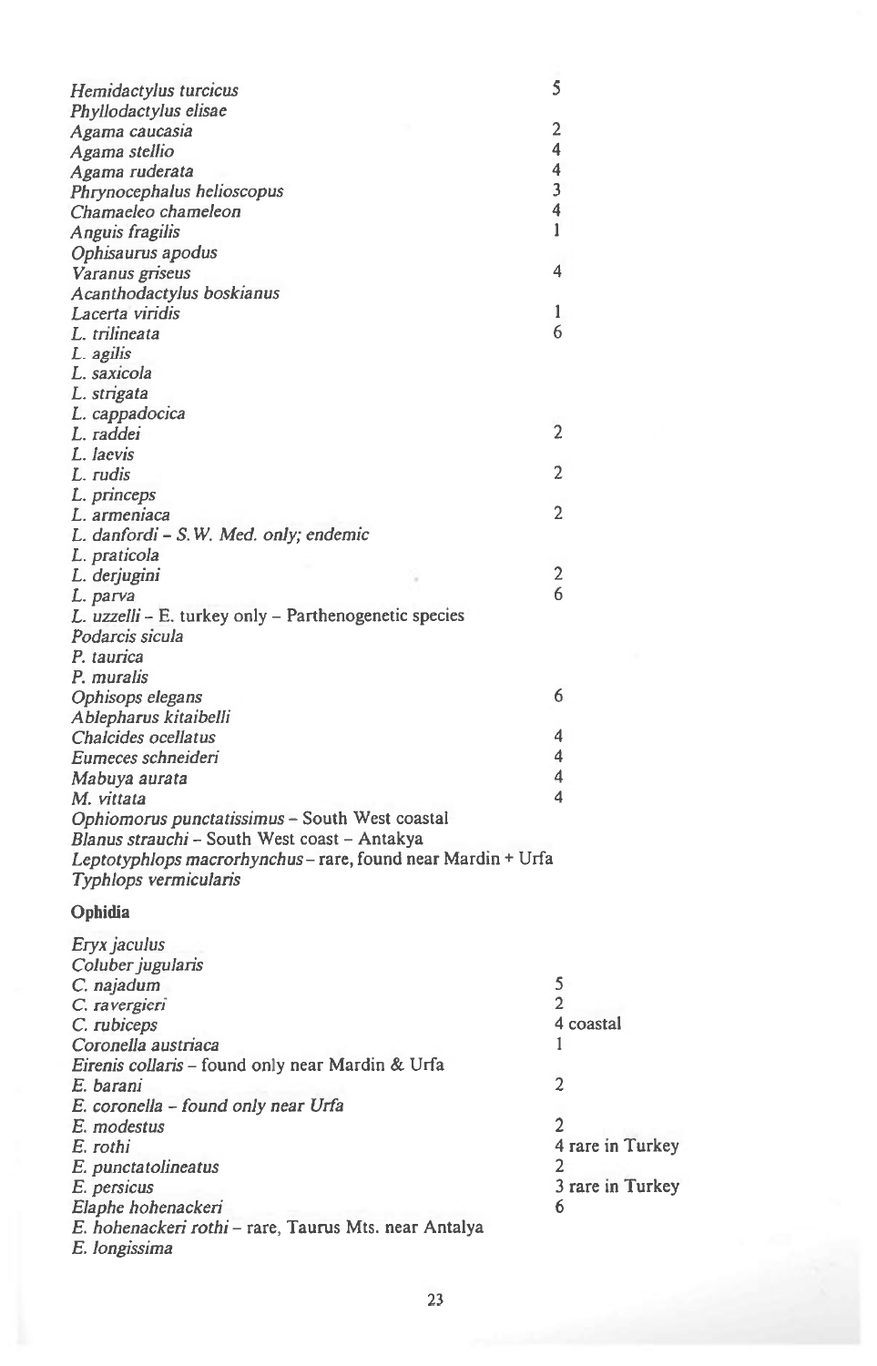| | |
|---|---|
| *Hemidactylus turcicus* | 5 |
| *Phyllodactylus elisae* | |
| *Agama caucasia* | 2 |
| *Agama stellio* | 4 |
| *Agama ruderata* | 4 |
| *Phrynocephalus helioscopus* | 3 |
| *Chamaeleo chameleon* | 4 |
| *Anguis fragilis* | 1 |
| *Ophisaurus apodus* | |
| *Varanus griseus* | 4 |
| *Acanthodactylus boskianus* | |
| *Lacerta viridis* | 1 |
| *L. trilineata* | 6 |
| *L. agilis* | |
| *L. saxicola* | |
| *L. strigata* | |
| *L. cappadocica* | |
| *L. raddei* | 2 |
| *L. laevis* | |
| *L. rudis* | 2 |
| *L. princeps* | |
| *L. armeniaca* | 2 |
| *L. danfordi – S.W. Med. only; endemic* | |
| *L. praticola* | |
| *L. derjugini* | 2 |
| *L. parva* | 6 |
| *L. uzzelli* – E. turkey only – Parthenogenetic species | |
| *Podarcis sicula* | |
| *P. taurica* | |
| *P. muralis* | |
| *Ophisops elegans* | 6 |
| *Ablepharus kitaibelli* | |
| *Chalcides ocellatus* | 4 |
| *Eumeces schneideri* | 4 |
| *Mabuya aurata* | 4 |
| *M. vittata* | 4 |
| *Ophiomorus punctatissimus* – South West coastal | |
| *Blanus strauchi* – South West coast – Antakya | |
| *Leptotyphlops macrorhynchus* – rare, found near Mardin + Urfa | |
| *Typhlops vermicularis* | |

**Ophidia**

| | |
|---|---|
| *Eryx jaculus* | |
| *Coluber jugularis* | |
| *C. najadum* | 5 |
| *C. ravergieri* | 2 |
| *C. rubiceps* | 4 coastal |
| *Coronella austriaca* | 1 |
| *Eirenis collaris* – found only near Mardin & Urfa | |
| *E. barani* | 2 |
| *E. coronella – found only near Urfa* | |
| *E. modestus* | 2 |
| *E. rothi* | 4 rare in Turkey |
| *E. punctatolineatus* | 2 |
| *E. persicus* | 3 rare in Turkey |
| *Elaphe hohenackeri* | 6 |
| *E. hohenackeri rothi* – rare, Taurus Mts. near Antalya | |
| *E. longissima* | |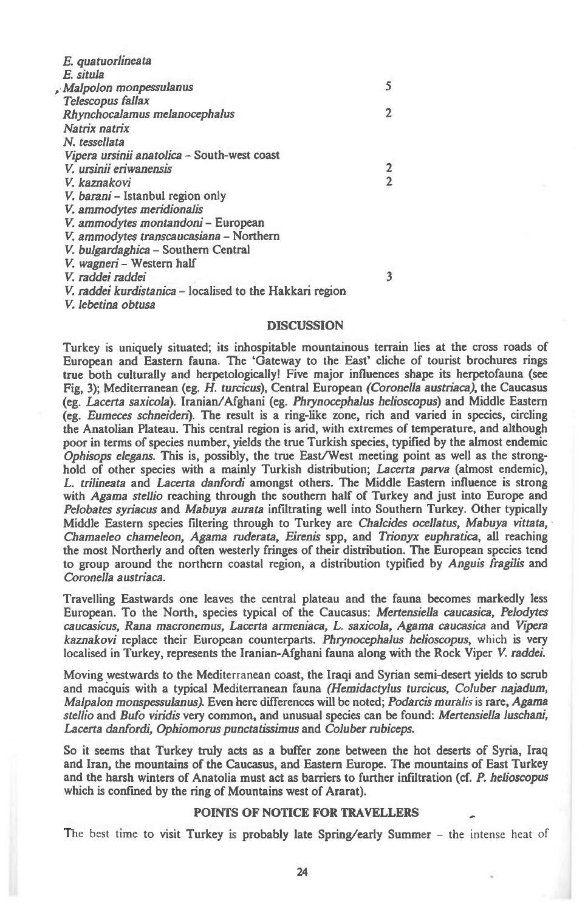| | |
|---|---|
| *E. quatuorlineata* | |
| *E. situla* | |
| *Malpolon monpessulanus* | 5 |
| *Telescopus fallax* | |
| *Rhynchocalamus melanocephalus* | 2 |
| *Natrix natrix* | |
| *N. tessellata* | |
| *Vipera ursinii anatolica* – South-west coast | |
| *V. ursinii eriwanensis* | 2 |
| *V. kaznakovi* | 2 |
| *V. barani* – Istanbul region only | |
| *V. ammodytes meridionalis* | |
| *V. ammodytes montandoni* – European | |
| *V. ammodytes transcaucasiana* – Northern | |
| *V. bulgardaghica* – Southern Central | |
| *V. wagneri* – Western half | |
| *V. raddei raddei* | 3 |
| *V. raddei kurdistanica* – localised to the Hakkari region | |
| *V. lebetina obtusa* | |

## DISCUSSION

Turkey is uniquely situated; its inhospitable mountainous terrain lies at the cross roads of European and Eastern fauna. The 'Gateway to the East' cliche of tourist brochures rings true both culturally and herpetologically! Five major influences shape its herpetofauna (see Fig, 3); Mediterranean (eg. *H. turcicus*), Central European *(Coronella austriaca)*, the Caucasus (eg. *Lacerta saxicola*). Iranian/Afghani (eg. *Phrynocephalus helioscopus*) and Middle Eastern (eg. *Eumeces schneideri*). The result is a ring-like zone, rich and varied in species, circling the Anatolian Plateau. This central region is arid, with extremes of temperature, and although poor in terms of species number, yields the true Turkish species, typified by the almost endemic *Ophisops elegans*. This is, possibly, the true East/West meeting point as well as the stronghold of other species with a mainly Turkish distribution; *Lacerta parva* (almost endemic), *L. trilineata* and *Lacerta danfordi* amongst others. The Middle Eastern influence is strong with *Agama stellio* reaching through the southern half of Turkey and just into Europe and *Pelobates syriacus* and *Mabuya aurata* infiltrating well into Southern Turkey. Other typically Middle Eastern species filtering through to Turkey are *Chalcides ocellatus, Mabuya vittata, Chamaeleo chameleon, Agama ruderata, Eirenis* spp, and *Trionyx euphratica*, all reaching the most Northerly and often westerly fringes of their distribution. The European species tend to group around the northern coastal region, a distribution typified by *Anguis fragilis* and *Coronella austriaca*.

Travelling Eastwards one leaves the central plateau and the fauna becomes markedly less European. To the North, species typical of the Caucasus: *Mertensiella caucasica, Pelodytes caucasicus, Rana macronemus, Lacerta armeniaca, L. saxicola, Agama caucasica* and *Vipera kaznakovi* replace their European counterparts. *Phrynocephalus helioscopus*, which is very localised in Turkey, represents the Iranian-Afghani fauna along with the Rock Viper *V. raddei*.

Moving westwards to the Mediterranean coast, the Iraqi and Syrian semi-desert yields to scrub and macquis with a typical Mediterranean fauna *(Hemidactylus turcicus, Coluber najadum, Malpalon monspessulanus)*. Even here differences will be noted; *Podarcis muralis* is rare, *Agama stellio* and *Bufo viridis* very common, and unusual species can be found: *Mertensiella luschani, Lacerta danfordi, Ophiomorus punctatissimus* and *Coluber rubiceps*.

So it seems that Turkey truly acts as a buffer zone between the hot deserts of Syria, Iraq and Iran, the mountains of the Caucasus, and Eastern Europe. The mountains of East Turkey and the harsh winters of Anatolia must act as barriers to further infiltration (cf. *P. helioscopus* which is confined by the ring of Mountains west of Ararat).

## POINTS OF NOTICE FOR TRAVELLERS

The best time to visit Turkey is probably late Spring/early Summer – the intense heat of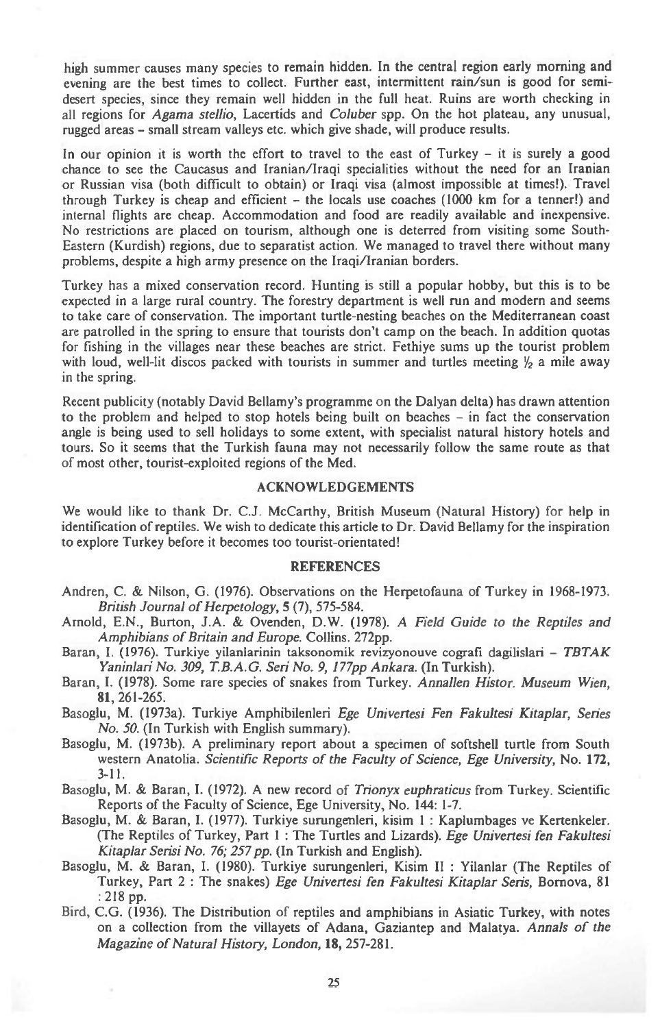high summer causes many species to remain hidden. In the central region early morning and evening are the best times to collect. Further east, intermittent rain/sun is good for semi-desert species, since they remain well hidden in the full heat. Ruins are worth checking in all regions for *Agama stellio*, Lacertids and *Coluber* spp. On the hot plateau, any unusual, rugged areas – small stream valleys etc. which give shade, will produce results.

In our opinion it is worth the effort to travel to the east of Turkey – it is surely a good chance to see the Caucasus and Iranian/Iraqi specialities without the need for an Iranian or Russian visa (both difficult to obtain) or Iraqi visa (almost impossible at times!). Travel through Turkey is cheap and efficient – the locals use coaches (1000 km for a tenner!) and internal flights are cheap. Accommodation and food are readily available and inexpensive. No restrictions are placed on tourism, although one is deterred from visiting some South-Eastern (Kurdish) regions, due to separatist action. We managed to travel there without many problems, despite a high army presence on the Iraqi/Iranian borders.

Turkey has a mixed conservation record. Hunting is still a popular hobby, but this is to be expected in a large rural country. The forestry department is well run and modern and seems to take care of conservation. The important turtle-nesting beaches on the Mediterranean coast are patrolled in the spring to ensure that tourists don't camp on the beach. In addition quotas for fishing in the villages near these beaches are strict. Fethiye sums up the tourist problem with loud, well-lit discos packed with tourists in summer and turtles meeting ½ a mile away in the spring.

Recent publicity (notably David Bellamy's programme on the Dalyan delta) has drawn attention to the problem and helped to stop hotels being built on beaches – in fact the conservation angle is being used to sell holidays to some extent, with specialist natural history hotels and tours. So it seems that the Turkish fauna may not necessarily follow the same route as that of most other, tourist-exploited regions of the Med.

## ACKNOWLEDGEMENTS

We would like to thank Dr. C.J. McCarthy, British Museum (Natural History) for help in identification of reptiles. We wish to dedicate this article to Dr. David Bellamy for the inspiration to explore Turkey before it becomes too tourist-orientated!

## REFERENCES

Andren, C. & Nilson, G. (1976). Observations on the Herpetofauna of Turkey in 1968-1973. *British Journal of Herpetology*, **5** (7), 575-584.

Arnold, E.N., Burton, J.A. & Ovenden, D.W. (1978). *A Field Guide to the Reptiles and Amphibians of Britain and Europe*. Collins. 272pp.

Baran, I. (1976). Turkiye yilanlarinin taksonomik revizyonouve cografi dagilislari – *TBTAK Yaninlari No. 309, T.B.A.G. Seri No. 9, 177pp Ankara*. (In Turkish).

Baran, I. (1978). Some rare species of snakes from Turkey. *Annallen Histor. Museum Wien*, **81**, 261-265.

Basoglu, M. (1973a). Turkiye Amphibilenleri *Ege Univertesi Fen Fakultesi Kitaplar, Series No. 50*. (In Turkish with English summary).

Basoglu, M. (1973b). A preliminary report about a specimen of softshell turtle from South western Anatolia. *Scientific Reports of the Faculty of Science, Ege University*, No. **172**, 3-11.

Basoglu, M. & Baran, I. (1972). A new record of *Trionyx euphraticus* from Turkey. Scientific Reports of the Faculty of Science, Ege University, No. 144: 1-7.

Basoglu, M. & Baran, I. (1977). Turkiye surungenleri, kisim 1 : Kaplumbages ve Kertenkeler. (The Reptiles of Turkey, Part 1 : The Turtles and Lizards). *Ege Univertesi fen Fakultesi Kitaplar Serisi No. 76; 257 pp.* (In Turkish and English).

Basoglu, M. & Baran, I. (1980). Turkiye surungenleri, Kisim II : Yilanlar (The Reptiles of Turkey, Part 2 : The snakes) *Ege Univertesi fen Fakultesi Kitaplar Seris*, Bornova, 81 : 218 pp.

Bird, C.G. (1936). The Distribution of reptiles and amphibians in Asiatic Turkey, with notes on a collection from the villayets of Adana, Gaziantep and Malatya. *Annals of the Magazine of Natural History, London*, **18**, 257-281.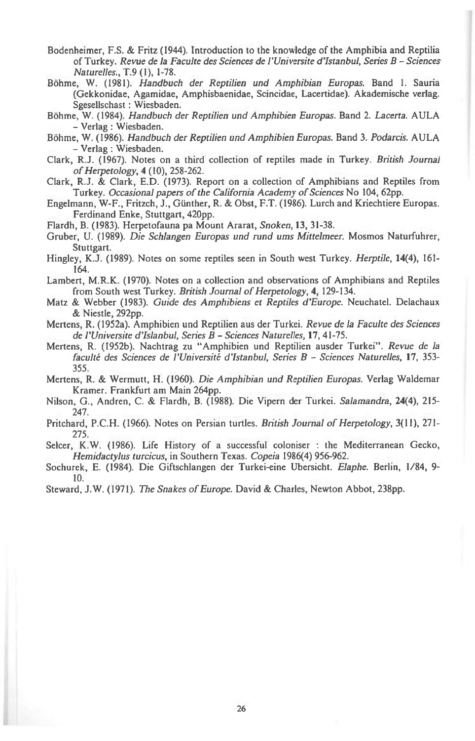Bodenheimer, F.S. & Fritz (1944). Introduction to the knowledge of the Amphibia and Reptilia of Turkey. *Revue de la Faculte des Sciences de l'Universite d'Istanbul, Series B – Sciences Naturelles.*, T.9 (1), 1-78.

Böhme, W. (1981). *Handbuch der Reptilien und Amphibian Europas.* Band 1. Sauria (Gekkonidae, Agamidae, Amphisbaenidae, Scincidae, Lacertidae). Akademische verlag. Sgesellschast : Wiesbaden.

Böhme, W. (1984). *Handbuch der Reptilien und Amphibien Europas.* Band 2. *Lacerta.* AULA – Verlag : Wiesbaden.

Böhme, W. (1986). *Handbuch der Reptilien und Amphibien Europas.* Band 3. *Podarcis.* AULA – Verlag : Wiesbaden.

Clark, R.J. (1967). Notes on a third collection of reptiles made in Turkey. *British Journal of Herpetology*, **4** (10), 258-262.

Clark, R.J. & Clark, E.D. (1973). Report on a collection of Amphibians and Reptiles from Turkey. *Occasional papers of the California Academy of Sciences* No 104, 62pp.

Engelmann, W-F., Fritzch, J., Günther, R. & Obst, F.T. (1986). Lurch and Kriechtiere Europas. Ferdinand Enke, Stuttgart, 420pp.

Flardh, B. (1983). Herpetofauna pa Mount Ararat, *Snoken*, **13**, 31-38.

Gruber, U. (1989). *Die Schlangen Europas und rund ums Mittelmeer.* Mosmos Naturfuhrer, Stuttgart.

Hingley, K.J. (1989). Notes on some reptiles seen in South west Turkey. *Herptile*, **14(4)**, 161-164.

Lambert, M.R.K. (1970). Notes on a collection and observations of Amphibians and Reptiles from South west Turkey. *British Journal of Herpetology*, **4**, 129-134.

Matz & Webber (1983). *Guide des Amphibiens et Reptiles d'Europe.* Neuchatel. Delachaux & Niestle, 292pp.

Mertens, R. (1952a). Amphibien und Reptilien aus der Turkei. *Revue de la Faculte des Sciences de l'Universite d'Islanbul, Series B – Sciences Naturelles*, **17**, 41-75.

Mertens, R. (1952b). Nachtrag zu "Amphibien und Reptilien ausder Turkei". *Revue de la faculté des Sciences de l'Université d'Istanbul, Series B – Sciences Naturelles*, **17**, 353-355.

Mertens, R. & Wermutt, H. (1960). *Die Amphibian und Reptilien Europas.* Verlag Waldemar Kramer. Frankfurt am Main 264pp.

Nilson, G., Andren, C. & Flardh, B. (1988). Die Vipern der Turkei. *Salamandra*, **24(4)**, 215-247.

Pritchard, P.C.H. (1966). Notes on Persian turtles. *British Journal of Herpetology*, **3(11)**, 271-275.

Selcer, K.W. (1986). Life History of a successful coloniser : the Mediterranean Gecko, *Hemidactylus turcicus*, in Southern Texas. *Copeia* 1986(4) 956-962.

Sochurek, E. (1984). Die Giftschlangen der Turkei-eine Ubersicht. *Elaphe.* Berlin, 1/84, 9-10.

Steward, J.W. (1971). *The Snakes of Europe.* David & Charles, Newton Abbot, 238pp.